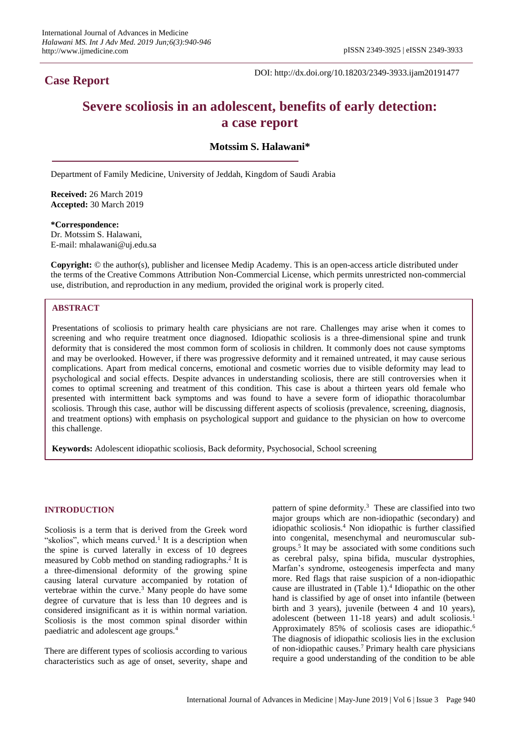**Case Report**

DOI: http://dx.doi.org/10.18203/2349-3933.ijam20191477

# Severe scoliosis in an adolescent, benefits of early detection: a case report

**Motssim S. Halawani***

Department of Family Medicine, University of Jeddah, Kingdom of Saudi Arabia

**Received:** 26 March 2019
**Accepted:** 30 March 2019

**\*Correspondence:**
Dr. Motssim S. Halawani,
E-mail: mhalawani@uj.edu.sa

**Copyright:** © the author(s), publisher and licensee Medip Academy. This is an open-access article distributed under the terms of the Creative Commons Attribution Non-Commercial License, which permits unrestricted non-commercial use, distribution, and reproduction in any medium, provided the original work is properly cited.

## ABSTRACT

Presentations of scoliosis to primary health care physicians are not rare. Challenges may arise when it comes to screening and who require treatment once diagnosed. Idiopathic scoliosis is a three-dimensional spine and trunk deformity that is considered the most common form of scoliosis in children. It commonly does not cause symptoms and may be overlooked. However, if there was progressive deformity and it remained untreated, it may cause serious complications. Apart from medical concerns, emotional and cosmetic worries due to visible deformity may lead to psychological and social effects. Despite advances in understanding scoliosis, there are still controversies when it comes to optimal screening and treatment of this condition. This case is about a thirteen years old female who presented with intermittent back symptoms and was found to have a severe form of idiopathic thoracolumbar scoliosis. Through this case, author will be discussing different aspects of scoliosis (prevalence, screening, diagnosis, and treatment options) with emphasis on psychological support and guidance to the physician on how to overcome this challenge.

**Keywords:** Adolescent idiopathic scoliosis, Back deformity, Psychosocial, School screening

## INTRODUCTION

Scoliosis is a term that is derived from the Greek word "skolios", which means curved.[1] It is a description when the spine is curved laterally in excess of 10 degrees measured by Cobb method on standing radiographs.[2] It is a three-dimensional deformity of the growing spine causing lateral curvature accompanied by rotation of vertebrae within the curve.[3] Many people do have some degree of curvature that is less than 10 degrees and is considered insignificant as it is within normal variation. Scoliosis is the most common spinal disorder within paediatric and adolescent age groups.[4]

There are different types of scoliosis according to various characteristics such as age of onset, severity, shape and pattern of spine deformity.[3] These are classified into two major groups which are non-idiopathic (secondary) and idiopathic scoliosis.[4] Non idiopathic is further classified into congenital, mesenchymal and neuromuscular sub-groups.[5] It may be associated with some conditions such as cerebral palsy, spina bifida, muscular dystrophies, Marfan's syndrome, osteogenesis imperfecta and many more. Red flags that raise suspicion of a non-idiopathic cause are illustrated in (Table 1).[4] Idiopathic on the other hand is classified by age of onset into infantile (between birth and 3 years), juvenile (between 4 and 10 years), adolescent (between 11-18 years) and adult scoliosis.[1] Approximately 85% of scoliosis cases are idiopathic.[6] The diagnosis of idiopathic scoliosis lies in the exclusion of non-idiopathic causes.[7] Primary health care physicians require a good understanding of the condition to be able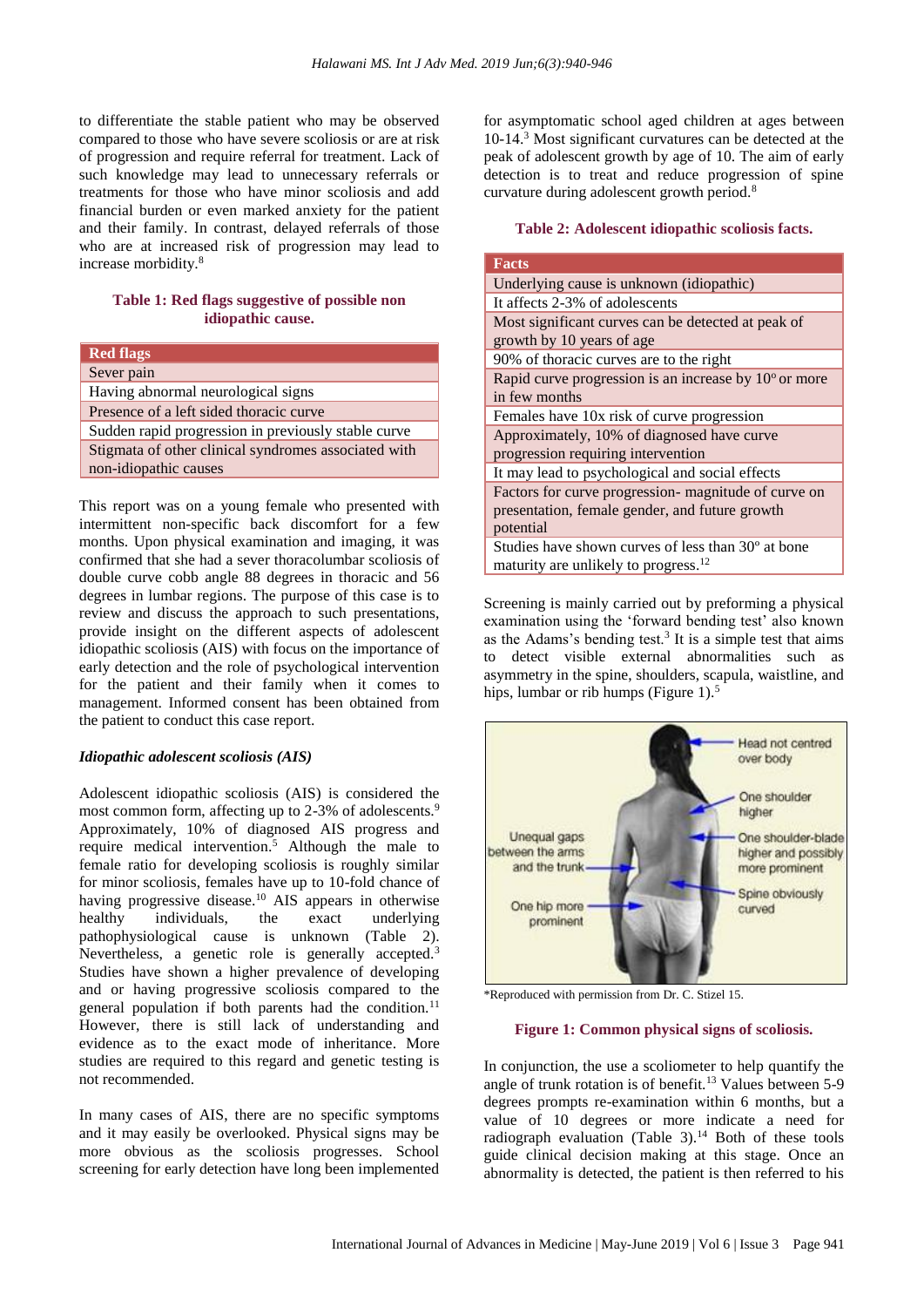to differentiate the stable patient who may be observed compared to those who have severe scoliosis or are at risk of progression and require referral for treatment. Lack of such knowledge may lead to unnecessary referrals or treatments for those who have minor scoliosis and add financial burden or even marked anxiety for the patient and their family. In contrast, delayed referrals of those who are at increased risk of progression may lead to increase morbidity.[8]

**Table 1: Red flags suggestive of possible non idiopathic cause.**

| Red flags |
| --- |
| Sever pain |
| Having abnormal neurological signs |
| Presence of a left sided thoracic curve |
| Sudden rapid progression in previously stable curve |
| Stigmata of other clinical syndromes associated with non-idiopathic causes |

This report was on a young female who presented with intermittent non-specific back discomfort for a few months. Upon physical examination and imaging, it was confirmed that she had a sever thoracolumbar scoliosis of double curve cobb angle 88 degrees in thoracic and 56 degrees in lumbar regions. The purpose of this case is to review and discuss the approach to such presentations, provide insight on the different aspects of adolescent idiopathic scoliosis (AIS) with focus on the importance of early detection and the role of psychological intervention for the patient and their family when it comes to management. Informed consent has been obtained from the patient to conduct this case report.

### *Idiopathic adolescent scoliosis (AIS)*

Adolescent idiopathic scoliosis (AIS) is considered the most common form, affecting up to 2-3% of adolescents.[9] Approximately, 10% of diagnosed AIS progress and require medical intervention.[5] Although the male to female ratio for developing scoliosis is roughly similar for minor scoliosis, females have up to 10-fold chance of having progressive disease.[10] AIS appears in otherwise healthy individuals, the exact underlying pathophysiological cause is unknown (Table 2). Nevertheless, a genetic role is generally accepted.[3] Studies have shown a higher prevalence of developing and or having progressive scoliosis compared to the general population if both parents had the condition.[11] However, there is still lack of understanding and evidence as to the exact mode of inheritance. More studies are required to this regard and genetic testing is not recommended.

In many cases of AIS, there are no specific symptoms and it may easily be overlooked. Physical signs may be more obvious as the scoliosis progresses. School screening for early detection have long been implemented for asymptomatic school aged children at ages between 10-14.[3] Most significant curvatures can be detected at the peak of adolescent growth by age of 10. The aim of early detection is to treat and reduce progression of spine curvature during adolescent growth period.[8]

**Table 2: Adolescent idiopathic scoliosis facts.**

| Facts |
| --- |
| Underlying cause is unknown (idiopathic) |
| It affects 2-3% of adolescents |
| Most significant curves can be detected at peak of growth by 10 years of age |
| 90% of thoracic curves are to the right |
| Rapid curve progression is an increase by 10° or more in few months |
| Females have 10x risk of curve progression |
| Approximately, 10% of diagnosed have curve progression requiring intervention |
| It may lead to psychological and social effects |
| Factors for curve progression- magnitude of curve on presentation, female gender, and future growth potential |
| Studies have shown curves of less than 30° at bone maturity are unlikely to progress.[12] |

Screening is mainly carried out by preforming a physical examination using the 'forward bending test' also known as the Adams's bending test.[3] It is a simple test that aims to detect visible external abnormalities such as asymmetry in the spine, shoulders, scapula, waistline, and hips, lumbar or rib humps (Figure 1).[5]

*Reproduced with permission from Dr. C. Stizel 15.

**Figure 1: Common physical signs of scoliosis.**

In conjunction, the use a scoliometer to help quantify the angle of trunk rotation is of benefit.[13] Values between 5-9 degrees prompts re-examination within 6 months, but a value of 10 degrees or more indicate a need for radiograph evaluation (Table 3).[14] Both of these tools guide clinical decision making at this stage. Once an abnormality is detected, the patient is then referred to his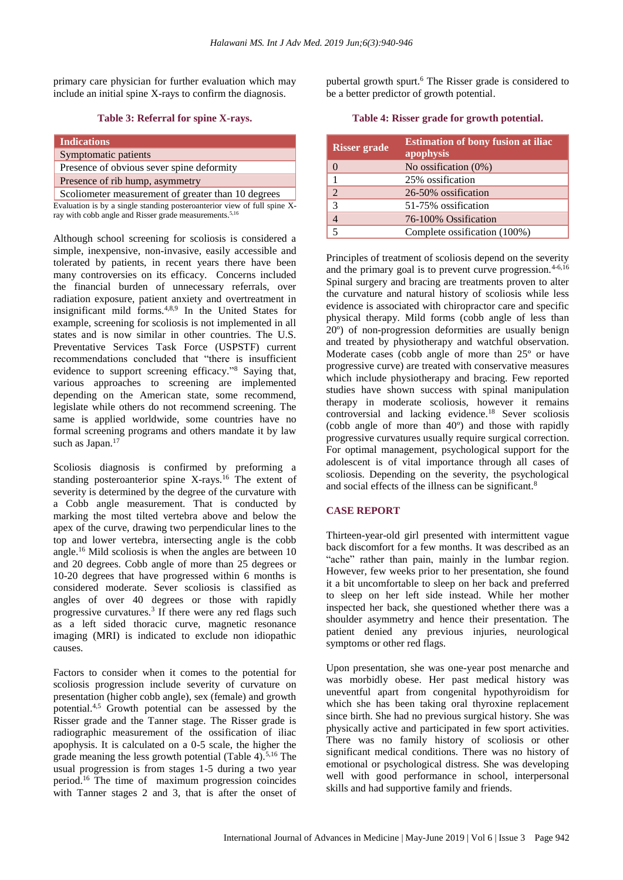primary care physician for further evaluation which may include an initial spine X-rays to confirm the diagnosis.

**Table 3: Referral for spine X-rays.**

| Indications |
|---|
| Symptomatic patients |
| Presence of obvious sever spine deformity |
| Presence of rib hump, asymmetry |
| Scoliometer measurement of greater than 10 degrees |

Evaluation is by a single standing posteroanterior view of full spine X-ray with cobb angle and Risser grade measurements.[5,16]

Although school screening for scoliosis is considered a simple, inexpensive, non-invasive, easily accessible and tolerated by patients, in recent years there have been many controversies on its efficacy. Concerns included the financial burden of unnecessary referrals, over radiation exposure, patient anxiety and overtreatment in insignificant mild forms.[4,8,9] In the United States for example, screening for scoliosis is not implemented in all states and is now similar in other countries. The U.S. Preventative Services Task Force (USPSTF) current recommendations concluded that "there is insufficient evidence to support screening efficacy."[8] Saying that, various approaches to screening are implemented depending on the American state, some recommend, legislate while others do not recommend screening. The same is applied worldwide, some countries have no formal screening programs and others mandate it by law such as Japan.[17]

Scoliosis diagnosis is confirmed by preforming a standing posteroanterior spine X-rays.[16] The extent of severity is determined by the degree of the curvature with a Cobb angle measurement. That is conducted by marking the most tilted vertebra above and below the apex of the curve, drawing two perpendicular lines to the top and lower vertebra, intersecting angle is the cobb angle.[16] Mild scoliosis is when the angles are between 10 and 20 degrees. Cobb angle of more than 25 degrees or 10-20 degrees that have progressed within 6 months is considered moderate. Sever scoliosis is classified as angles of over 40 degrees or those with rapidly progressive curvatures.[3] If there were any red flags such as a left sided thoracic curve, magnetic resonance imaging (MRI) is indicated to exclude non idiopathic causes.

Factors to consider when it comes to the potential for scoliosis progression include severity of curvature on presentation (higher cobb angle), sex (female) and growth potential.[4,5] Growth potential can be assessed by the Risser grade and the Tanner stage. The Risser grade is radiographic measurement of the ossification of iliac apophysis. It is calculated on a 0-5 scale, the higher the grade meaning the less growth potential (Table 4).[5,16] The usual progression is from stages 1-5 during a two year period.[16] The time of maximum progression coincides with Tanner stages 2 and 3, that is after the onset of pubertal growth spurt.[6] The Risser grade is considered to be a better predictor of growth potential.

**Table 4: Risser grade for growth potential.**

| Risser grade | Estimation of bony fusion at iliac apophysis |
|---|---|
| 0 | No ossification (0%) |
| 1 | 25% ossification |
| 2 | 26-50% ossification |
| 3 | 51-75% ossification |
| 4 | 76-100% Ossification |
| 5 | Complete ossification (100%) |

Principles of treatment of scoliosis depend on the severity and the primary goal is to prevent curve progression.[4-6,16] Spinal surgery and bracing are treatments proven to alter the curvature and natural history of scoliosis while less evidence is associated with chiropractor care and specific physical therapy. Mild forms (cobb angle of less than 20º) of non-progression deformities are usually benign and treated by physiotherapy and watchful observation. Moderate cases (cobb angle of more than 25º or have progressive curve) are treated with conservative measures which include physiotherapy and bracing. Few reported studies have shown success with spinal manipulation therapy in moderate scoliosis, however it remains controversial and lacking evidence.[18] Sever scoliosis (cobb angle of more than 40º) and those with rapidly progressive curvatures usually require surgical correction. For optimal management, psychological support for the adolescent is of vital importance through all cases of scoliosis. Depending on the severity, the psychological and social effects of the illness can be significant.[8]

## CASE REPORT

Thirteen-year-old girl presented with intermittent vague back discomfort for a few months. It was described as an "ache" rather than pain, mainly in the lumbar region. However, few weeks prior to her presentation, she found it a bit uncomfortable to sleep on her back and preferred to sleep on her left side instead. While her mother inspected her back, she questioned whether there was a shoulder asymmetry and hence their presentation. The patient denied any previous injuries, neurological symptoms or other red flags.

Upon presentation, she was one-year post menarche and was morbidly obese. Her past medical history was uneventful apart from congenital hypothyroidism for which she has been taking oral thyroxine replacement since birth. She had no previous surgical history. She was physically active and participated in few sport activities. There was no family history of scoliosis or other significant medical conditions. There was no history of emotional or psychological distress. She was developing well with good performance in school, interpersonal skills and had supportive family and friends.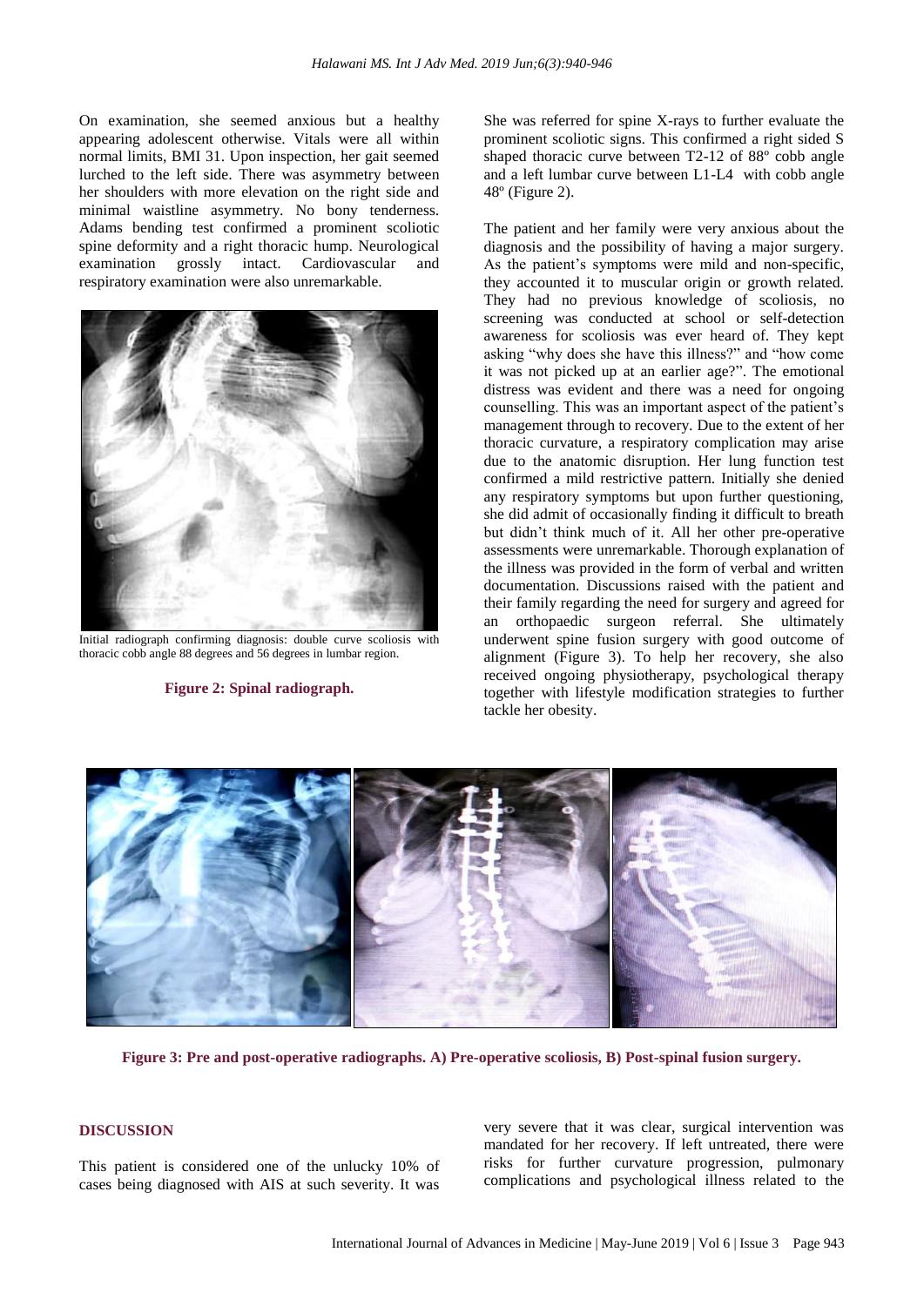On examination, she seemed anxious but a healthy appearing adolescent otherwise. Vitals were all within normal limits, BMI 31. Upon inspection, her gait seemed lurched to the left side. There was asymmetry between her shoulders with more elevation on the right side and minimal waistline asymmetry. No bony tenderness. Adams bending test confirmed a prominent scoliotic spine deformity and a right thoracic hump. Neurological examination grossly intact. Cardiovascular and respiratory examination were also unremarkable.

Initial radiograph confirming diagnosis: double curve scoliosis with thoracic cobb angle 88 degrees and 56 degrees in lumbar region.

**Figure 2: Spinal radiograph.**

She was referred for spine X-rays to further evaluate the prominent scoliotic signs. This confirmed a right sided S shaped thoracic curve between T2-12 of 88º cobb angle and a left lumbar curve between L1-L4 with cobb angle 48º (Figure 2).

The patient and her family were very anxious about the diagnosis and the possibility of having a major surgery. As the patient's symptoms were mild and non-specific, they accounted it to muscular origin or growth related. They had no previous knowledge of scoliosis, no screening was conducted at school or self-detection awareness for scoliosis was ever heard of. They kept asking "why does she have this illness?" and "how come it was not picked up at an earlier age?". The emotional distress was evident and there was a need for ongoing counselling. This was an important aspect of the patient's management through to recovery. Due to the extent of her thoracic curvature, a respiratory complication may arise due to the anatomic disruption. Her lung function test confirmed a mild restrictive pattern. Initially she denied any respiratory symptoms but upon further questioning, she did admit of occasionally finding it difficult to breath but didn't think much of it. All her other pre-operative assessments were unremarkable. Thorough explanation of the illness was provided in the form of verbal and written documentation. Discussions raised with the patient and their family regarding the need for surgery and agreed for an orthopaedic surgeon referral. She ultimately underwent spine fusion surgery with good outcome of alignment (Figure 3). To help her recovery, she also received ongoing physiotherapy, psychological therapy together with lifestyle modification strategies to further tackle her obesity.

**Figure 3: Pre and post-operative radiographs. A) Pre-operative scoliosis, B) Post-spinal fusion surgery.**

## DISCUSSION

This patient is considered one of the unlucky 10% of cases being diagnosed with AIS at such severity. It was very severe that it was clear, surgical intervention was mandated for her recovery. If left untreated, there were risks for further curvature progression, pulmonary complications and psychological illness related to the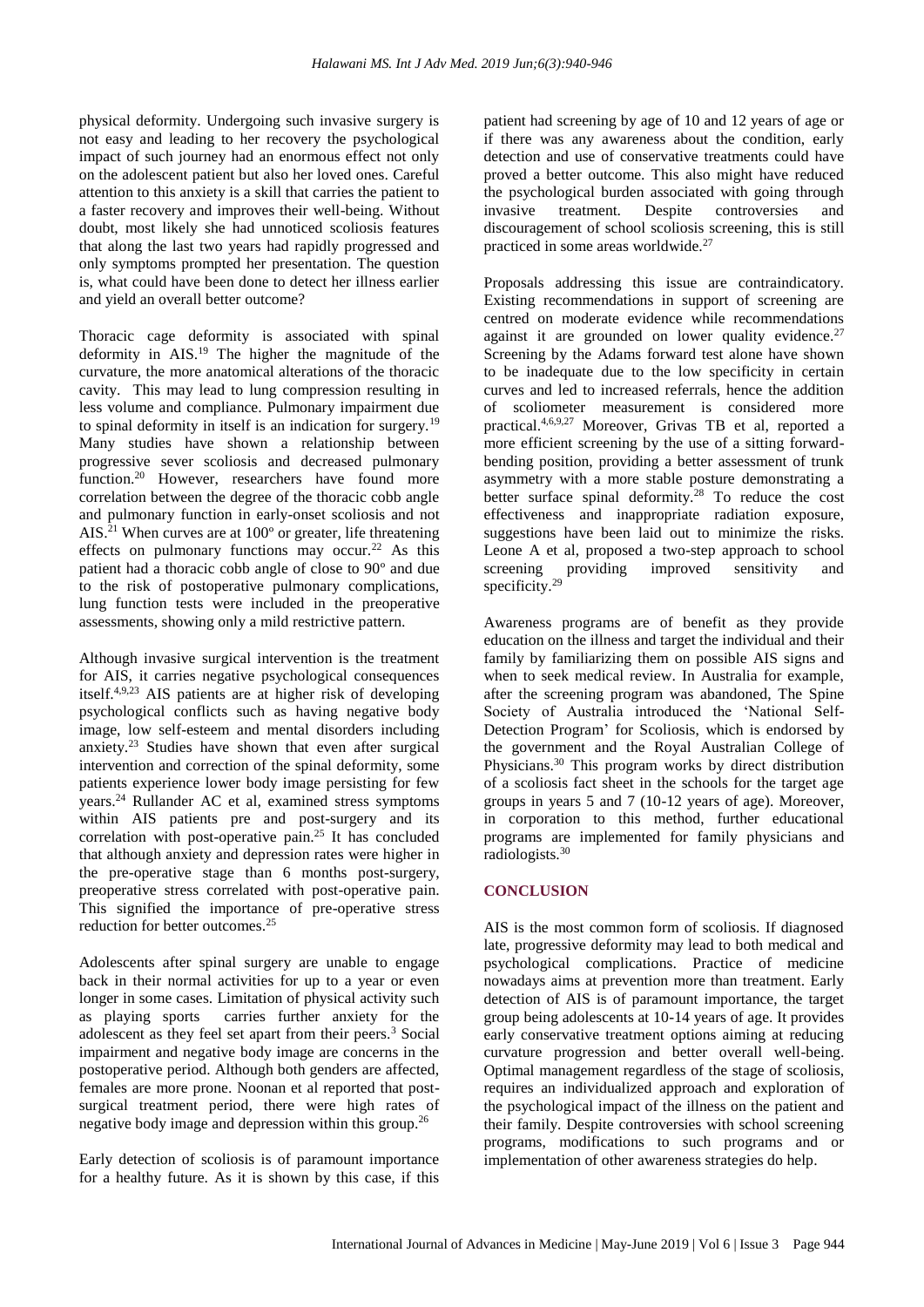physical deformity. Undergoing such invasive surgery is not easy and leading to her recovery the psychological impact of such journey had an enormous effect not only on the adolescent patient but also her loved ones. Careful attention to this anxiety is a skill that carries the patient to a faster recovery and improves their well-being. Without doubt, most likely she had unnoticed scoliosis features that along the last two years had rapidly progressed and only symptoms prompted her presentation. The question is, what could have been done to detect her illness earlier and yield an overall better outcome?

Thoracic cage deformity is associated with spinal deformity in AIS.[19] The higher the magnitude of the curvature, the more anatomical alterations of the thoracic cavity. This may lead to lung compression resulting in less volume and compliance. Pulmonary impairment due to spinal deformity in itself is an indication for surgery.[19] Many studies have shown a relationship between progressive sever scoliosis and decreased pulmonary function.[20] However, researchers have found more correlation between the degree of the thoracic cobb angle and pulmonary function in early-onset scoliosis and not AIS.[21] When curves are at 100º or greater, life threatening effects on pulmonary functions may occur.[22] As this patient had a thoracic cobb angle of close to 90º and due to the risk of postoperative pulmonary complications, lung function tests were included in the preoperative assessments, showing only a mild restrictive pattern.

Although invasive surgical intervention is the treatment for AIS, it carries negative psychological consequences itself.[4,9,23] AIS patients are at higher risk of developing psychological conflicts such as having negative body image, low self-esteem and mental disorders including anxiety.[23] Studies have shown that even after surgical intervention and correction of the spinal deformity, some patients experience lower body image persisting for few years.[24] Rullander AC et al, examined stress symptoms within AIS patients pre and post-surgery and its correlation with post-operative pain.[25] It has concluded that although anxiety and depression rates were higher in the pre-operative stage than 6 months post-surgery, preoperative stress correlated with post-operative pain. This signified the importance of pre-operative stress reduction for better outcomes.[25]

Adolescents after spinal surgery are unable to engage back in their normal activities for up to a year or even longer in some cases. Limitation of physical activity such as playing sports carries further anxiety for the adolescent as they feel set apart from their peers.[3] Social impairment and negative body image are concerns in the postoperative period. Although both genders are affected, females are more prone. Noonan et al reported that post-surgical treatment period, there were high rates of negative body image and depression within this group.[26]

Early detection of scoliosis is of paramount importance for a healthy future. As it is shown by this case, if this patient had screening by age of 10 and 12 years of age or if there was any awareness about the condition, early detection and use of conservative treatments could have proved a better outcome. This also might have reduced the psychological burden associated with going through invasive treatment. Despite controversies and discouragement of school scoliosis screening, this is still practiced in some areas worldwide.[27]

Proposals addressing this issue are contraindicatory. Existing recommendations in support of screening are centred on moderate evidence while recommendations against it are grounded on lower quality evidence.[27] Screening by the Adams forward test alone have shown to be inadequate due to the low specificity in certain curves and led to increased referrals, hence the addition of scoliometer measurement is considered more practical.[4,6,9,27] Moreover, Grivas TB et al, reported a more efficient screening by the use of a sitting forward-bending position, providing a better assessment of trunk asymmetry with a more stable posture demonstrating a better surface spinal deformity.[28] To reduce the cost effectiveness and inappropriate radiation exposure, suggestions have been laid out to minimize the risks. Leone A et al, proposed a two-step approach to school screening providing improved sensitivity and specificity.[29]

Awareness programs are of benefit as they provide education on the illness and target the individual and their family by familiarizing them on possible AIS signs and when to seek medical review. In Australia for example, after the screening program was abandoned, The Spine Society of Australia introduced the 'National Self-Detection Program' for Scoliosis, which is endorsed by the government and the Royal Australian College of Physicians.[30] This program works by direct distribution of a scoliosis fact sheet in the schools for the target age groups in years 5 and 7 (10-12 years of age). Moreover, in corporation to this method, further educational programs are implemented for family physicians and radiologists.[30]

## CONCLUSION

AIS is the most common form of scoliosis. If diagnosed late, progressive deformity may lead to both medical and psychological complications. Practice of medicine nowadays aims at prevention more than treatment. Early detection of AIS is of paramount importance, the target group being adolescents at 10-14 years of age. It provides early conservative treatment options aiming at reducing curvature progression and better overall well-being. Optimal management regardless of the stage of scoliosis, requires an individualized approach and exploration of the psychological impact of the illness on the patient and their family. Despite controversies with school screening programs, modifications to such programs and or implementation of other awareness strategies do help.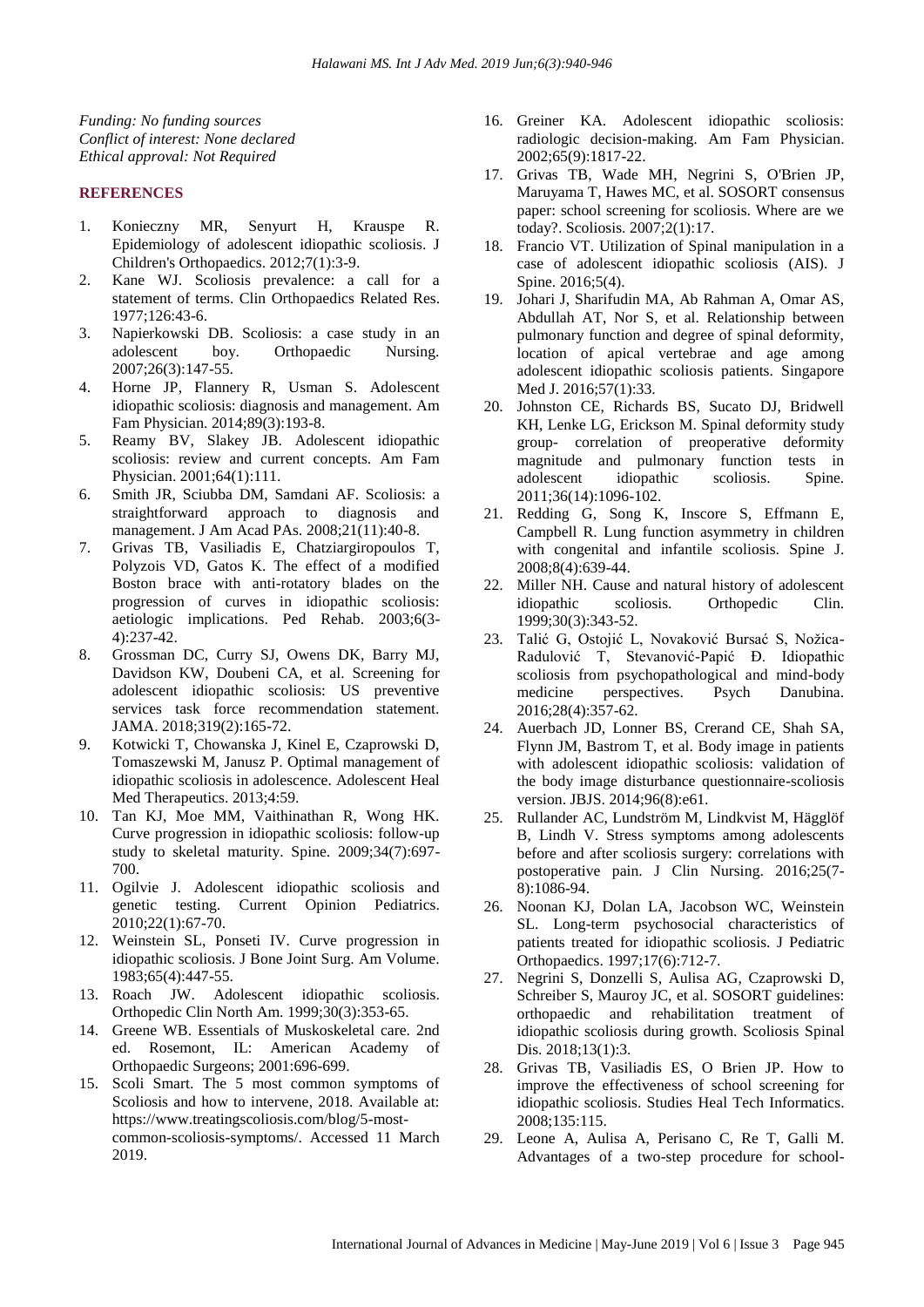*Funding: No funding sources*
*Conflict of interest: None declared*
*Ethical approval: Not Required*

## REFERENCES

1. Konieczny MR, Senyurt H, Krauspe R. Epidemiology of adolescent idiopathic scoliosis. J Children's Orthopaedics. 2012;7(1):3-9.
2. Kane WJ. Scoliosis prevalence: a call for a statement of terms. Clin Orthopaedics Related Res. 1977;126:43-6.
3. Napierkowski DB. Scoliosis: a case study in an adolescent boy. Orthopaedic Nursing. 2007;26(3):147-55.
4. Horne JP, Flannery R, Usman S. Adolescent idiopathic scoliosis: diagnosis and management. Am Fam Physician. 2014;89(3):193-8.
5. Reamy BV, Slakey JB. Adolescent idiopathic scoliosis: review and current concepts. Am Fam Physician. 2001;64(1):111.
6. Smith JR, Sciubba DM, Samdani AF. Scoliosis: a straightforward approach to diagnosis and management. J Am Acad PAs. 2008;21(11):40-8.
7. Grivas TB, Vasiliadis E, Chatziargiropoulos T, Polyzois VD, Gatos K. The effect of a modified Boston brace with anti-rotatory blades on the progression of curves in idiopathic scoliosis: aetiologic implications. Ped Rehab. 2003;6(3-4):237-42.
8. Grossman DC, Curry SJ, Owens DK, Barry MJ, Davidson KW, Doubeni CA, et al. Screening for adolescent idiopathic scoliosis: US preventive services task force recommendation statement. JAMA. 2018;319(2):165-72.
9. Kotwicki T, Chowanska J, Kinel E, Czaprowski D, Tomaszewski M, Janusz P. Optimal management of idiopathic scoliosis in adolescence. Adolescent Heal Med Therapeutics. 2013;4:59.
10. Tan KJ, Moe MM, Vaithinathan R, Wong HK. Curve progression in idiopathic scoliosis: follow-up study to skeletal maturity. Spine. 2009;34(7):697-700.
11. Ogilvie J. Adolescent idiopathic scoliosis and genetic testing. Current Opinion Pediatrics. 2010;22(1):67-70.
12. Weinstein SL, Ponseti IV. Curve progression in idiopathic scoliosis. J Bone Joint Surg. Am Volume. 1983;65(4):447-55.
13. Roach JW. Adolescent idiopathic scoliosis. Orthopedic Clin North Am. 1999;30(3):353-65.
14. Greene WB. Essentials of Muskoskeletal care. 2nd ed. Rosemont, IL: American Academy of Orthopaedic Surgeons; 2001:696-699.
15. Scoli Smart. The 5 most common symptoms of Scoliosis and how to intervene, 2018. Available at: https://www.treatingscoliosis.com/blog/5-most-common-scoliosis-symptoms/. Accessed 11 March 2019.
16. Greiner KA. Adolescent idiopathic scoliosis: radiologic decision-making. Am Fam Physician. 2002;65(9):1817-22.
17. Grivas TB, Wade MH, Negrini S, O'Brien JP, Maruyama T, Hawes MC, et al. SOSORT consensus paper: school screening for scoliosis. Where are we today?. Scoliosis. 2007;2(1):17.
18. Francio VT. Utilization of Spinal manipulation in a case of adolescent idiopathic scoliosis (AIS). J Spine. 2016;5(4).
19. Johari J, Sharifudin MA, Ab Rahman A, Omar AS, Abdullah AT, Nor S, et al. Relationship between pulmonary function and degree of spinal deformity, location of apical vertebrae and age among adolescent idiopathic scoliosis patients. Singapore Med J. 2016;57(1):33.
20. Johnston CE, Richards BS, Sucato DJ, Bridwell KH, Lenke LG, Erickson M. Spinal deformity study group- correlation of preoperative deformity magnitude and pulmonary function tests in adolescent idiopathic scoliosis. Spine. 2011;36(14):1096-102.
21. Redding G, Song K, Inscore S, Effmann E, Campbell R. Lung function asymmetry in children with congenital and infantile scoliosis. Spine J. 2008;8(4):639-44.
22. Miller NH. Cause and natural history of adolescent idiopathic scoliosis. Orthopedic Clin. 1999;30(3):343-52.
23. Talić G, Ostojić L, Novaković Bursać S, Nožica-Radulović T, Stevanović-Papić Đ. Idiopathic scoliosis from psychopathological and mind-body medicine perspectives. Psych Danubina. 2016;28(4):357-62.
24. Auerbach JD, Lonner BS, Crerand CE, Shah SA, Flynn JM, Bastrom T, et al. Body image in patients with adolescent idiopathic scoliosis: validation of the body image disturbance questionnaire-scoliosis version. JBJS. 2014;96(8):e61.
25. Rullander AC, Lundström M, Lindkvist M, Hägglöf B, Lindh V. Stress symptoms among adolescents before and after scoliosis surgery: correlations with postoperative pain. J Clin Nursing. 2016;25(7-8):1086-94.
26. Noonan KJ, Dolan LA, Jacobson WC, Weinstein SL. Long-term psychosocial characteristics of patients treated for idiopathic scoliosis. J Pediatric Orthopaedics. 1997;17(6):712-7.
27. Negrini S, Donzelli S, Aulisa AG, Czaprowski D, Schreiber S, Mauroy JC, et al. SOSORT guidelines: orthopaedic and rehabilitation treatment of idiopathic scoliosis during growth. Scoliosis Spinal Dis. 2018;13(1):3.
28. Grivas TB, Vasiliadis ES, O Brien JP. How to improve the effectiveness of school screening for idiopathic scoliosis. Studies Heal Tech Informatics. 2008;135:115.
29. Leone A, Aulisa A, Perisano C, Re T, Galli M. Advantages of a two-step procedure for school-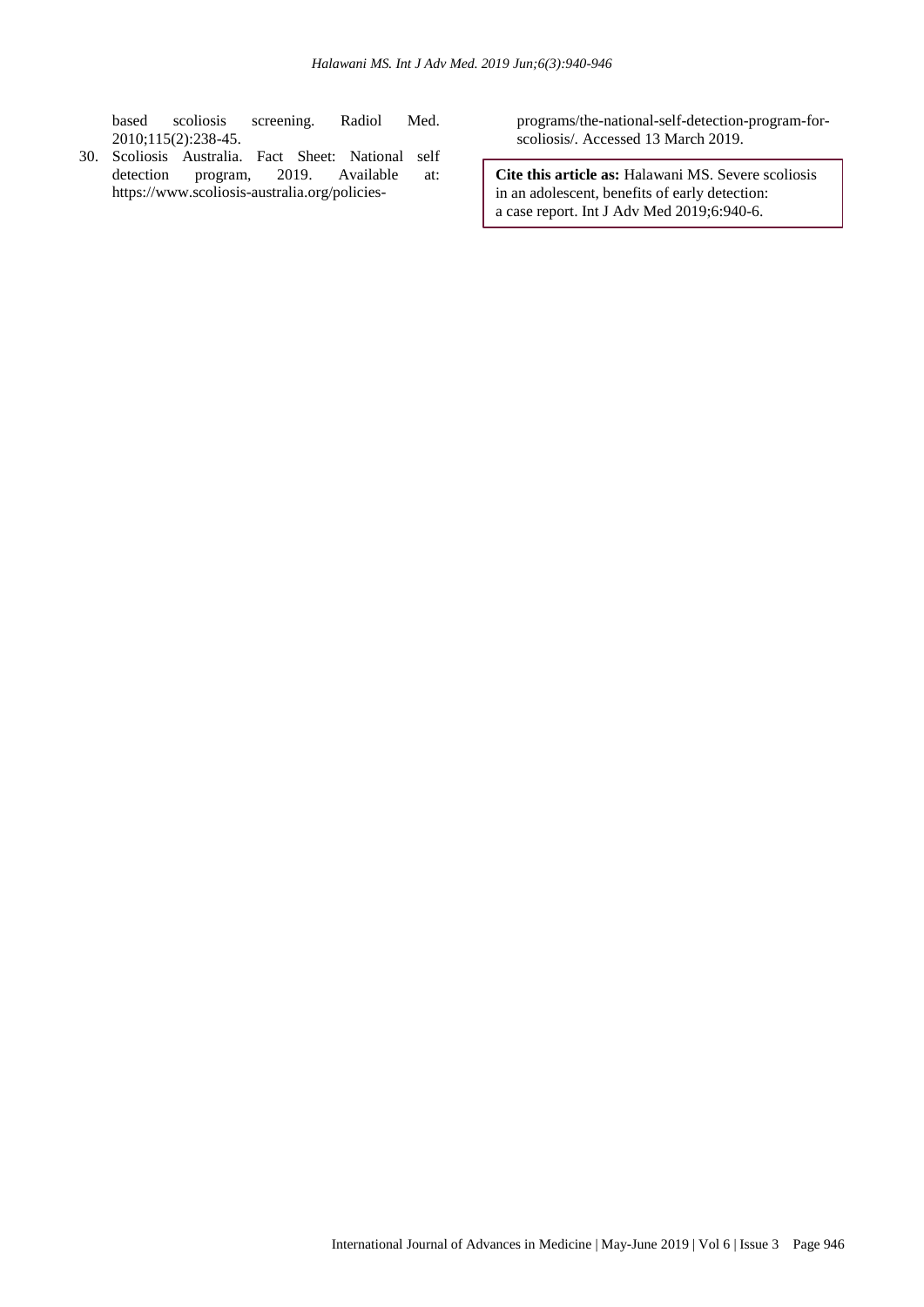based scoliosis screening. Radiol Med. 2010;115(2):238-45.

30. Scoliosis Australia. Fact Sheet: National self detection program, 2019. Available at: https://www.scoliosis-australia.org/policies-programs/the-national-self-detection-program-for-scoliosis/. Accessed 13 March 2019.

**Cite this article as:** Halawani MS. Severe scoliosis in an adolescent, benefits of early detection: a case report. Int J Adv Med 2019;6:940-6.